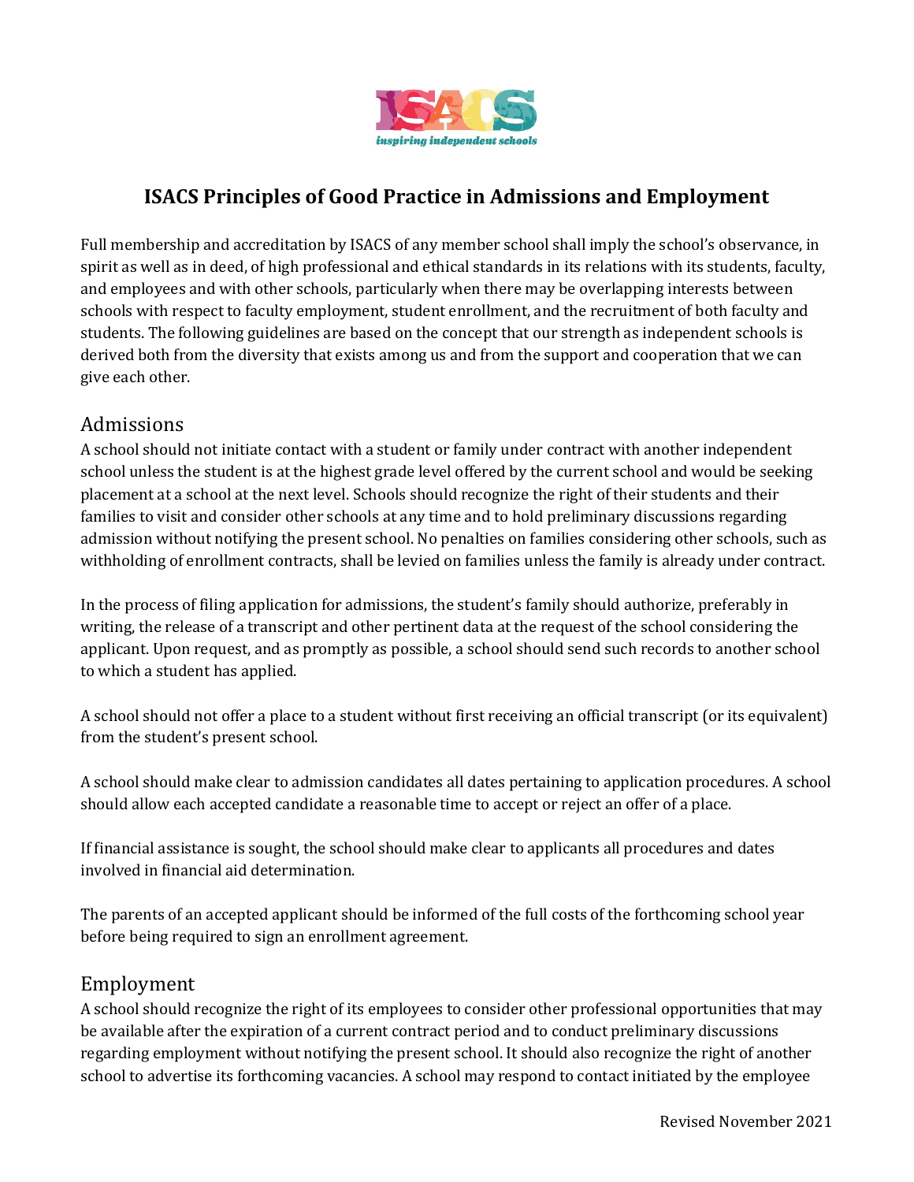# ISACS Principles of Good Practice in Admissions and Employment

Full membership and accreditation by ISACS of any member school shall imply the school's observance, in spirit as well as in deed, of high professional and ethical standards in its relations with its students, faculty, and employees and with other schools, particularly when there may be overlapping interests between schools with respect to faculty employment, student enrollment, and the recruitment of both faculty and students. The following guidelines are based on the concept that our strength as independent schools is derived both from the diversity that exists among us and from the support and cooperation that we can give each other.

## Admissions

A school should not initiate contact with a student or family under contract with another independent school unless the student is at the highest grade level offered by the current school and would be seeking placement at a school at the next level. Schools should recognize the right of their students and their families to visit and consider other schools at any time and to hold preliminary discussions regarding admission without notifying the present school. No penalties on families considering other schools, such as withholding of enrollment contracts, shall be levied on families unless the family is already under contract.

In the process of filing application for admissions, the student's family should authorize, preferably in writing, the release of a transcript and other pertinent data at the request of the school considering the applicant. Upon request, and as promptly as possible, a school should send such records to another school to which a student has applied.

A school should not offer a place to a student without first receiving an official transcript (or its equivalent) from the student's present school.

A school should make clear to admission candidates all dates pertaining to application procedures. A school should allow each accepted candidate a reasonable time to accept or reject an offer of a place.

If financial assistance is sought, the school should make clear to applicants all procedures and dates involved in financial aid determination.

The parents of an accepted applicant should be informed of the full costs of the forthcoming school year before being required to sign an enrollment agreement.

## Employment

A school should recognize the right of its employees to consider other professional opportunities that may be available after the expiration of a current contract period and to conduct preliminary discussions regarding employment without notifying the present school. It should also recognize the right of another school to advertise its forthcoming vacancies. A school may respond to contact initiated by the employee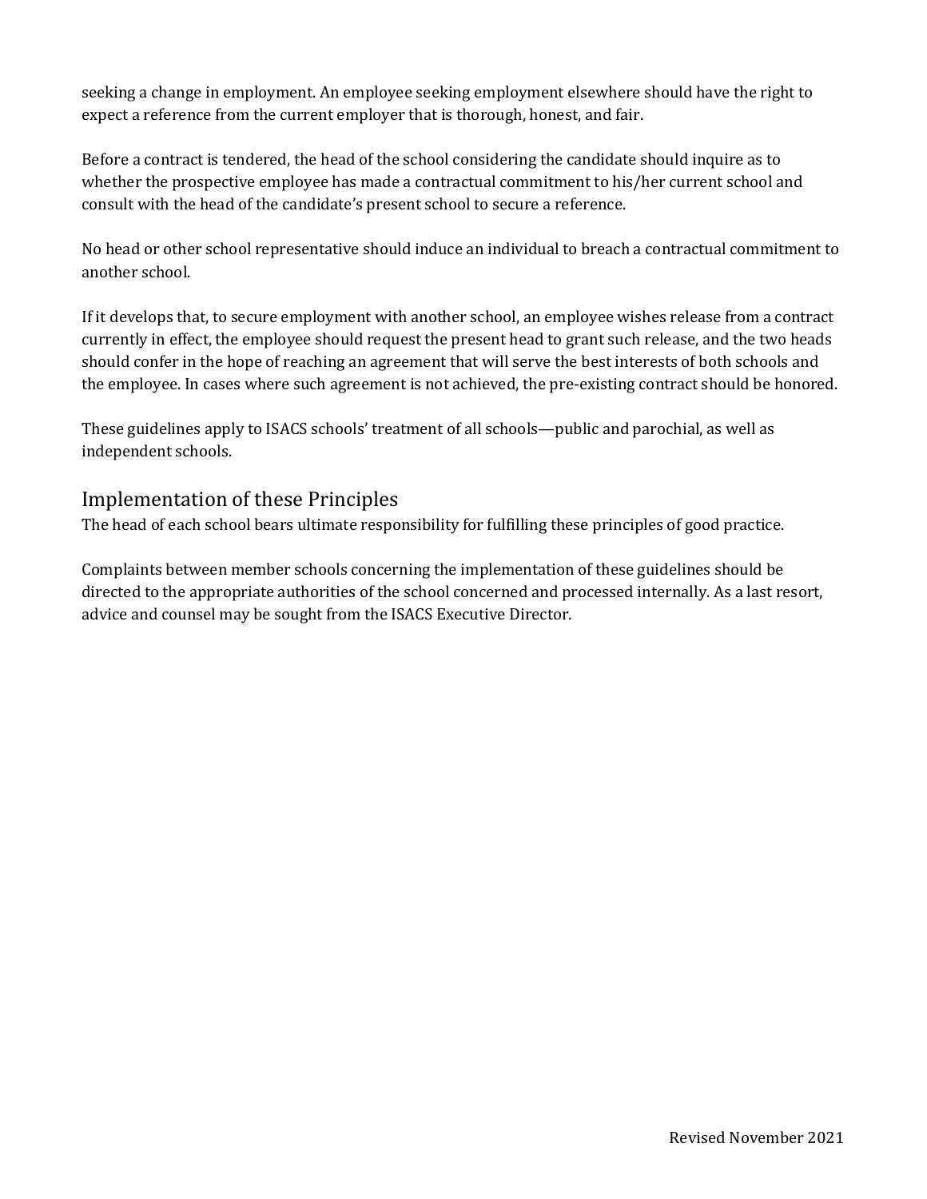seeking a change in employment. An employee seeking employment elsewhere should have the right to expect a reference from the current employer that is thorough, honest, and fair.

Before a contract is tendered, the head of the school considering the candidate should inquire as to whether the prospective employee has made a contractual commitment to his/her current school and consult with the head of the candidate's present school to secure a reference.

No head or other school representative should induce an individual to breach a contractual commitment to another school.

If it develops that, to secure employment with another school, an employee wishes release from a contract currently in effect, the employee should request the present head to grant such release, and the two heads should confer in the hope of reaching an agreement that will serve the best interests of both schools and the employee. In cases where such agreement is not achieved, the pre-existing contract should be honored.

These guidelines apply to ISACS schools' treatment of all schools—public and parochial, as well as independent schools.

## Implementation of these Principles

The head of each school bears ultimate responsibility for fulfilling these principles of good practice.

Complaints between member schools concerning the implementation of these guidelines should be directed to the appropriate authorities of the school concerned and processed internally. As a last resort, advice and counsel may be sought from the ISACS Executive Director.

Revised November 2021